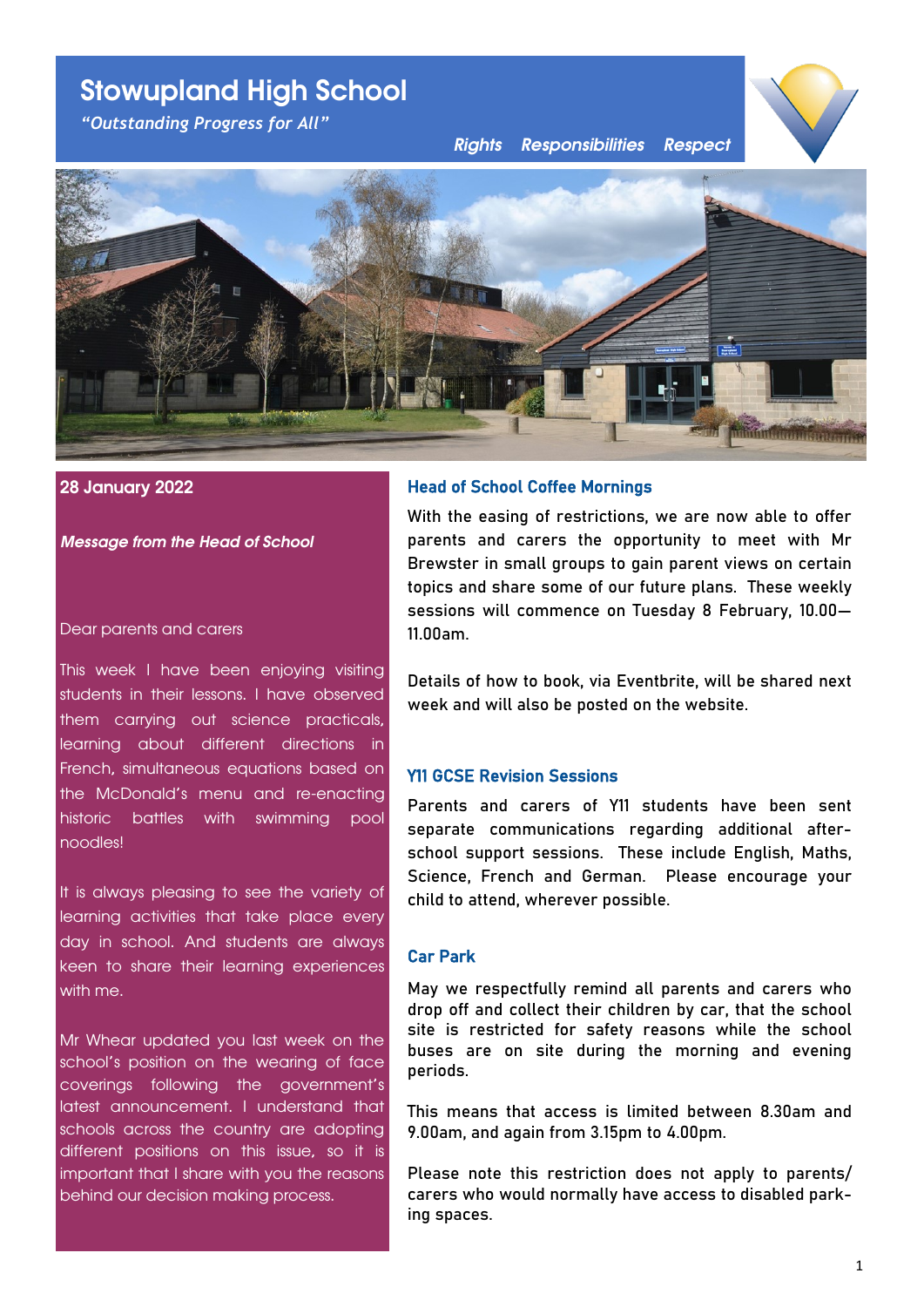# Stowupland High School

*"Outstanding Progress for All"*

*Rights Responsibilities Respect*

**28 January 2022**

***Message from the Head of School***

Dear parents and carers

This week I have been enjoying visiting students in their lessons. I have observed them carrying out science practicals, learning about different directions in French, simultaneous equations based on the McDonald's menu and re-enacting historic battles with swimming pool noodles!

It is always pleasing to see the variety of learning activities that take place every day in school. And students are always keen to share their learning experiences with me.

Mr Whear updated you last week on the school's position on the wearing of face coverings following the government's latest announcement. I understand that schools across the country are adopting different positions on this issue, so it is important that I share with you the reasons behind our decision making process.

## Head of School Coffee Mornings

With the easing of restrictions, we are now able to offer parents and carers the opportunity to meet with Mr Brewster in small groups to gain parent views on certain topics and share some of our future plans. These weekly sessions will commence on Tuesday 8 February, 10.00—11.00am.

Details of how to book, via Eventbrite, will be shared next week and will also be posted on the website.

## Y11 GCSE Revision Sessions

Parents and carers of Y11 students have been sent separate communications regarding additional after-school support sessions. These include English, Maths, Science, French and German. Please encourage your child to attend, wherever possible.

## Car Park

May we respectfully remind all parents and carers who drop off and collect their children by car, that the school site is restricted for safety reasons while the school buses are on site during the morning and evening periods.

This means that access is limited between 8.30am and 9.00am, and again from 3.15pm to 4.00pm.

Please note this restriction does not apply to parents/carers who would normally have access to disabled parking spaces.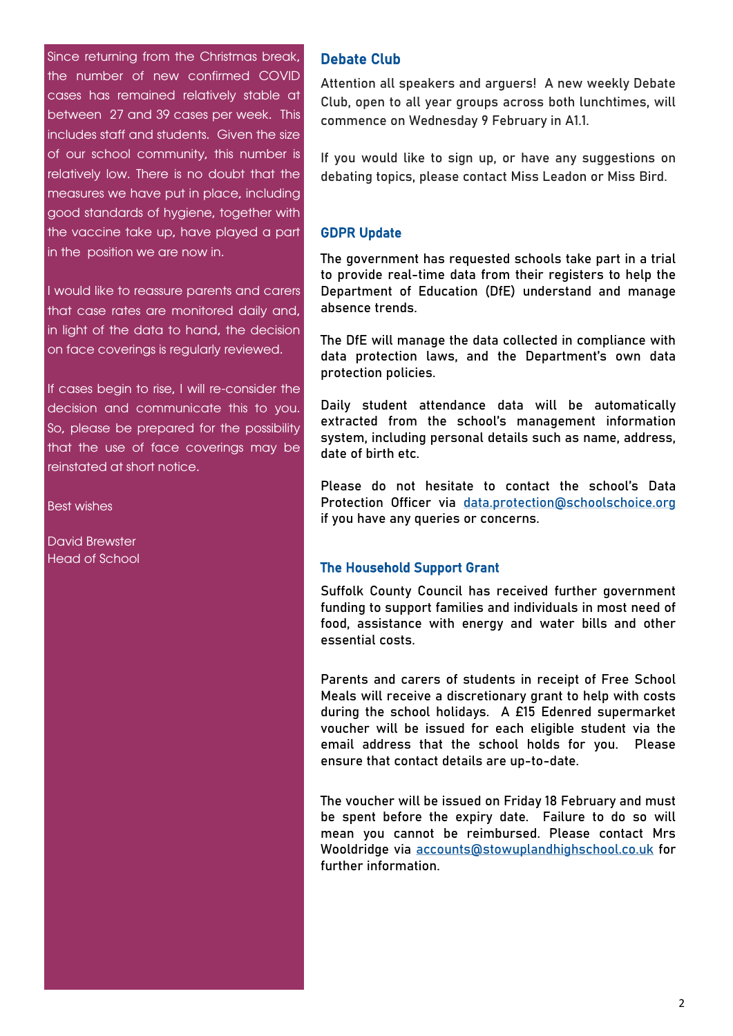Since returning from the Christmas break, the number of new confirmed COVID cases has remained relatively stable at between 27 and 39 cases per week. This includes staff and students. Given the size of our school community, this number is relatively low. There is no doubt that the measures we have put in place, including good standards of hygiene, together with the vaccine take up, have played a part in the position we are now in.

I would like to reassure parents and carers that case rates are monitored daily and, in light of the data to hand, the decision on face coverings is regularly reviewed.

If cases begin to rise, I will re-consider the decision and communicate this to you. So, please be prepared for the possibility that the use of face coverings may be reinstated at short notice.

Best wishes

David Brewster
Head of School

## Debate Club

Attention all speakers and arguers! A new weekly Debate Club, open to all year groups across both lunchtimes, will commence on Wednesday 9 February in A1.1.

If you would like to sign up, or have any suggestions on debating topics, please contact Miss Leadon or Miss Bird.

## GDPR Update

The government has requested schools take part in a trial to provide real-time data from their registers to help the Department of Education (DfE) understand and manage absence trends.

The DfE will manage the data collected in compliance with data protection laws, and the Department's own data protection policies.

Daily student attendance data will be automatically extracted from the school's management information system, including personal details such as name, address, date of birth etc.

Please do not hesitate to contact the school's Data Protection Officer via data.protection@schoolschoice.org if you have any queries or concerns.

## The Household Support Grant

Suffolk County Council has received further government funding to support families and individuals in most need of food, assistance with energy and water bills and other essential costs.

Parents and carers of students in receipt of Free School Meals will receive a discretionary grant to help with costs during the school holidays. A £15 Edenred supermarket voucher will be issued for each eligible student via the email address that the school holds for you. Please ensure that contact details are up-to-date.

The voucher will be issued on Friday 18 February and must be spent before the expiry date. Failure to do so will mean you cannot be reimbursed. Please contact Mrs Wooldridge via accounts@stowuplandhighschool.co.uk for further information.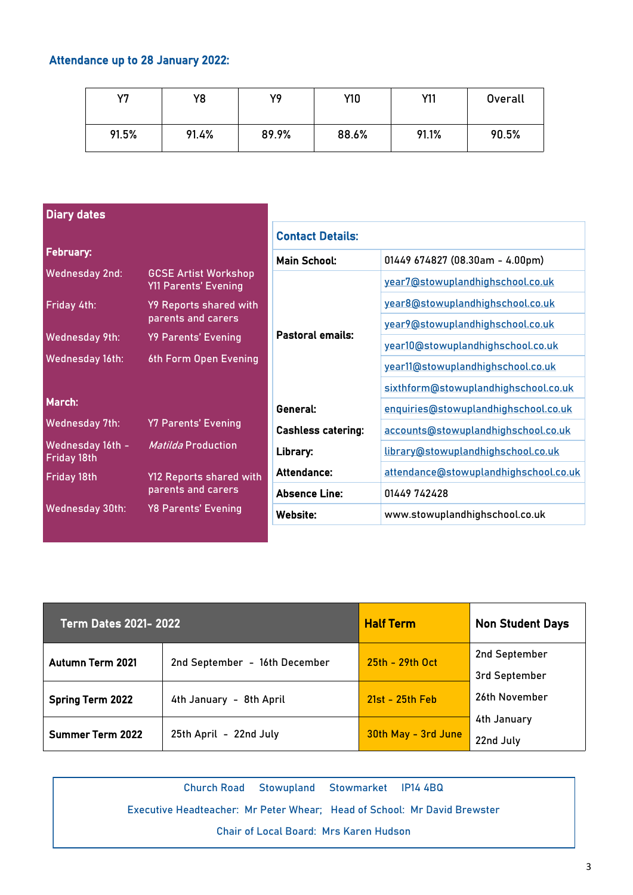## Attendance up to 28 January 2022:

| Y7 | Y8 | Y9 | Y10 | Y11 | Overall |
|---|---|---|---|---|---|
| 91.5% | 91.4% | 89.9% | 88.6% | 91.1% | 90.5% |

## Diary dates

**February:**

| | |
|---|---|
| Wednesday 2nd: | GCSE Artist Workshop<br>Y11 Parents' Evening |
| Friday 4th: | Y9 Reports shared with parents and carers |
| Wednesday 9th: | Y9 Parents' Evening |
| Wednesday 16th: | 6th Form Open Evening |

**March:**

| | |
|---|---|
| Wednesday 7th: | Y7 Parents' Evening |
| Wednesday 16th - Friday 18th | *Matilda* Production |
| Friday 18th | Y12 Reports shared with parents and carers |
| Wednesday 30th: | Y8 Parents' Evening |

## Contact Details:

| | |
|---|---|
| **Main School:** | 01449 674827 (08.30am - 4.00pm) |
| **Pastoral emails:** | year7@stowuplandhighschool.co.uk |
| | year8@stowuplandhighschool.co.uk |
| | year9@stowuplandhighschool.co.uk |
| | year10@stowuplandhighschool.co.uk |
| | year11@stowuplandhighschool.co.uk |
| | sixthform@stowuplandhighschool.co.uk |
| **General:** | enquiries@stowuplandhighschool.co.uk |
| **Cashless catering:** | accounts@stowuplandhighschool.co.uk |
| **Library:** | library@stowuplandhighschool.co.uk |
| **Attendance:** | attendance@stowuplandhighschool.co.uk |
| **Absence Line:** | 01449 742428 |
| **Website:** | www.stowuplandhighschool.co.uk |

| Term Dates 2021- 2022 | | Half Term | Non Student Days |
|---|---|---|---|
| **Autumn Term 2021** | 2nd September - 16th December | 25th - 29th Oct | 2nd September<br>3rd September<br>26th November<br>4th January<br>22nd July |
| **Spring Term 2022** | 4th January - 8th April | 21st - 25th Feb | |
| **Summer Term 2022** | 25th April - 22nd July | 30th May - 3rd June | |

Church Road Stowupland Stowmarket IP14 4BQ

Executive Headteacher: Mr Peter Whear; Head of School: Mr David Brewster

Chair of Local Board: Mrs Karen Hudson